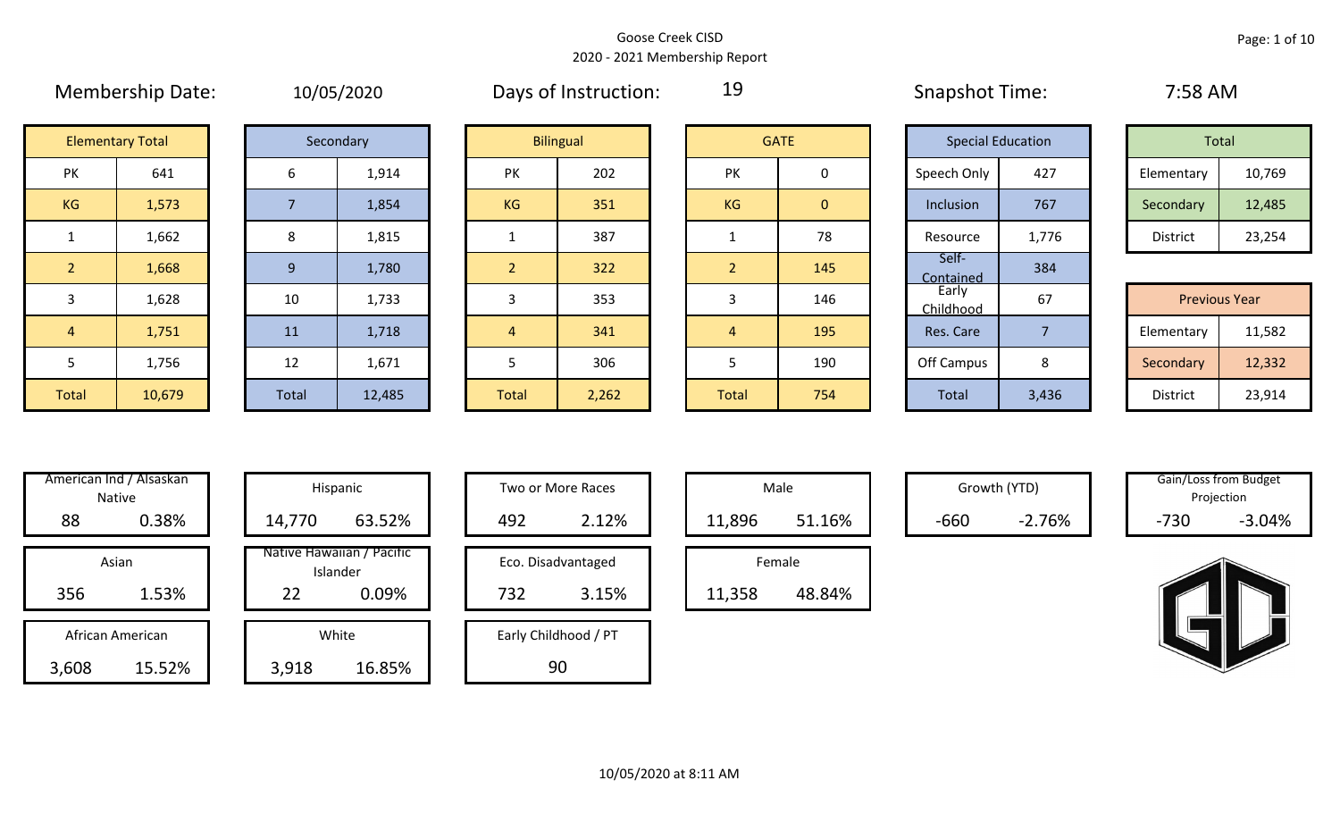# Goose Creek CISD
## 2020 - 2021 Membership Report

**Membership Date:** 10/05/2020 | **Days of Instruction:** 19 | **Snapshot Time:** 7:58 AM

| Elementary Total | |
|---|---|
| PK | 641 |
| KG | 1,573 |
| 1 | 1,662 |
| 2 | 1,668 |
| 3 | 1,628 |
| 4 | 1,751 |
| 5 | 1,756 |
| Total | 10,679 |

| Secondary | |
|---|---|
| 6 | 1,914 |
| 7 | 1,854 |
| 8 | 1,815 |
| 9 | 1,780 |
| 10 | 1,733 |
| 11 | 1,718 |
| 12 | 1,671 |
| Total | 12,485 |

| Bilingual | |
|---|---|
| PK | 202 |
| KG | 351 |
| 1 | 387 |
| 2 | 322 |
| 3 | 353 |
| 4 | 341 |
| 5 | 306 |
| Total | 2,262 |

| GATE | |
|---|---|
| PK | 0 |
| KG | 0 |
| 1 | 78 |
| 2 | 145 |
| 3 | 146 |
| 4 | 195 |
| 5 | 190 |
| Total | 754 |

| Special Education | |
|---|---|
| Speech Only | 427 |
| Inclusion | 767 |
| Resource | 1,776 |
| Self-Contained | 384 |
| Early Childhood | 67 |
| Res. Care | 7 |
| Off Campus | 8 |
| Total | 3,436 |

| Total | |
|---|---|
| Elementary | 10,769 |
| Secondary | 12,485 |
| District | 23,254 |

| Previous Year | |
|---|---|
| Elementary | 11,582 |
| Secondary | 12,332 |
| District | 23,914 |

| Category | Count | Percent |
|---|---|---|
| American Ind / Alsaskan Native | 88 | 0.38% |
| Asian | 356 | 1.53% |
| African American | 3,608 | 15.52% |
| Hispanic | 14,770 | 63.52% |
| Native Hawaiian / Pacific Islander | 22 | 0.09% |
| White | 3,918 | 16.85% |
| Two or More Races | 492 | 2.12% |
| Eco. Disadvantaged | 732 | 3.15% |
| Early Childhood / PT | 90 | |
| Male | 11,896 | 51.16% |
| Female | 11,358 | 48.84% |
| Growth (YTD) | -660 | -2.76% |
| Gain/Loss from Budget Projection | -730 | -3.04% |

10/05/2020 at 8:11 AM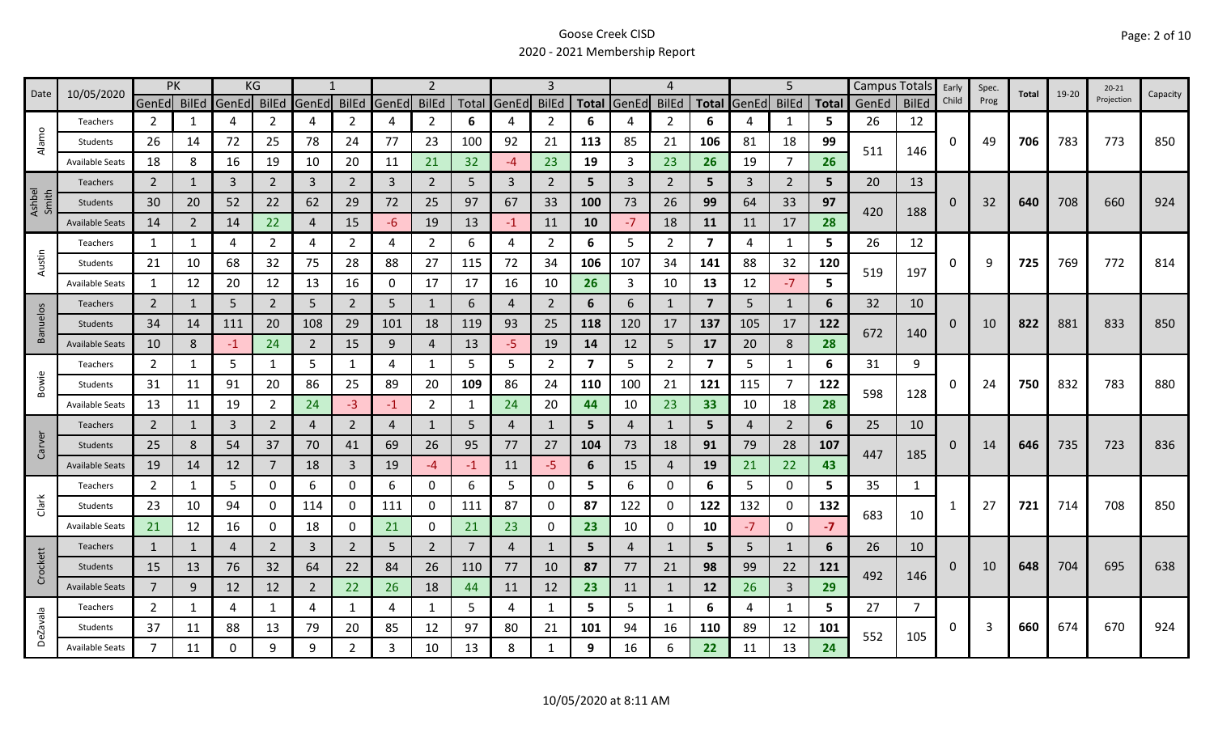# Goose Creek CISD
## 2020 - 2021 Membership Report

| Date | 10/05/2020 | PK | | KG | | 1 | | 2 | | | 3 | | | 4 | | | 5 | | | Campus Totals | | Early Child | Spec. Prog | Total | 19-20 | 20-21 Projection | Capacity |
|---|---|---|---|---|---|---|---|---|---|---|---|---|---|---|---|---|---|---|---|---|---|---|---|---|---|---|---|
| | | GenEd | BilEd | GenEd | BilEd | GenEd | BilEd | GenEd | BilEd | Total | GenEd | BilEd | Total | GenEd | BilEd | Total | GenEd | BilEd | Total | GenEd | BilEd | | | | | | |
| Alamo | Teachers | 2 | 1 | 4 | 2 | 4 | 2 | 4 | 2 | 6 | 4 | 2 | 6 | 4 | 2 | 6 | 4 | 1 | 5 | 26 | 12 | 0 | 49 | 706 | 783 | 773 | 850 |
| | Students | 26 | 14 | 72 | 25 | 78 | 24 | 77 | 23 | 100 | 92 | 21 | 113 | 85 | 21 | 106 | 81 | 18 | 99 | 511 | 146 | | | | | | |
| | Available Seats | 18 | 8 | 16 | 19 | 10 | 20 | 11 | 21 | 32 | -4 | 23 | 19 | 3 | 23 | 26 | 19 | 7 | 26 | | | | | | | | |
| Ashbel Smith | Teachers | 2 | 1 | 3 | 2 | 3 | 2 | 3 | 2 | 5 | 3 | 2 | 5 | 3 | 2 | 5 | 3 | 2 | 5 | 20 | 13 | 0 | 32 | 640 | 708 | 660 | 924 |
| | Students | 30 | 20 | 52 | 22 | 62 | 29 | 72 | 25 | 97 | 67 | 33 | 100 | 73 | 26 | 99 | 64 | 33 | 97 | 420 | 188 | | | | | | |
| | Available Seats | 14 | 2 | 14 | 22 | 4 | 15 | -6 | 19 | 13 | -1 | 11 | 10 | -7 | 18 | 11 | 11 | 17 | 28 | | | | | | | | |
| Austin | Teachers | 1 | 1 | 4 | 2 | 4 | 2 | 4 | 2 | 6 | 4 | 2 | 6 | 5 | 2 | 7 | 4 | 1 | 5 | 26 | 12 | 0 | 9 | 725 | 769 | 772 | 814 |
| | Students | 21 | 10 | 68 | 32 | 75 | 28 | 88 | 27 | 115 | 72 | 34 | 106 | 107 | 34 | 141 | 88 | 32 | 120 | 519 | 197 | | | | | | |
| | Available Seats | 1 | 12 | 20 | 12 | 13 | 16 | 0 | 17 | 17 | 16 | 10 | 26 | 3 | 10 | 13 | 12 | -7 | 5 | | | | | | | | |
| Banuelos | Teachers | 2 | 1 | 5 | 2 | 5 | 2 | 5 | 1 | 6 | 4 | 2 | 6 | 6 | 1 | 7 | 5 | 1 | 6 | 32 | 10 | 0 | 10 | 822 | 881 | 833 | 850 |
| | Students | 34 | 14 | 111 | 20 | 108 | 29 | 101 | 18 | 119 | 93 | 25 | 118 | 120 | 17 | 137 | 105 | 17 | 122 | 672 | 140 | | | | | | |
| | Available Seats | 10 | 8 | -1 | 24 | 2 | 15 | 9 | 4 | 13 | -5 | 19 | 14 | 12 | 5 | 17 | 20 | 8 | 28 | | | | | | | | |
| Bowie | Teachers | 2 | 1 | 5 | 1 | 5 | 1 | 4 | 1 | 5 | 5 | 2 | 7 | 5 | 2 | 7 | 5 | 1 | 6 | 31 | 9 | 0 | 24 | 750 | 832 | 783 | 880 |
| | Students | 31 | 11 | 91 | 20 | 86 | 25 | 89 | 20 | 109 | 86 | 24 | 110 | 100 | 21 | 121 | 115 | 7 | 122 | 598 | 128 | | | | | | |
| | Available Seats | 13 | 11 | 19 | 2 | 24 | -3 | -1 | 2 | 1 | 24 | 20 | 44 | 10 | 23 | 33 | 10 | 18 | 28 | | | | | | | | |
| Carver | Teachers | 2 | 1 | 3 | 2 | 4 | 2 | 4 | 1 | 5 | 4 | 1 | 5 | 4 | 1 | 5 | 4 | 2 | 6 | 25 | 10 | 0 | 14 | 646 | 735 | 723 | 836 |
| | Students | 25 | 8 | 54 | 37 | 70 | 41 | 69 | 26 | 95 | 77 | 27 | 104 | 73 | 18 | 91 | 79 | 28 | 107 | 447 | 185 | | | | | | |
| | Available Seats | 19 | 14 | 12 | 7 | 18 | 3 | 19 | -4 | -1 | 11 | -5 | 6 | 15 | 4 | 19 | 21 | 22 | 43 | | | | | | | | |
| Clark | Teachers | 2 | 1 | 5 | 0 | 6 | 0 | 6 | 0 | 6 | 5 | 0 | 5 | 6 | 0 | 6 | 5 | 0 | 5 | 35 | 1 | 1 | 27 | 721 | 714 | 708 | 850 |
| | Students | 23 | 10 | 94 | 0 | 114 | 0 | 111 | 0 | 111 | 87 | 0 | 87 | 122 | 0 | 122 | 132 | 0 | 132 | 683 | 10 | | | | | | |
| | Available Seats | 21 | 12 | 16 | 0 | 18 | 0 | 21 | 0 | 21 | 23 | 0 | 23 | 10 | 0 | 10 | -7 | 0 | -7 | | | | | | | | |
| Crockett | Teachers | 1 | 1 | 4 | 2 | 3 | 2 | 5 | 2 | 7 | 4 | 1 | 5 | 4 | 1 | 5 | 5 | 1 | 6 | 26 | 10 | 0 | 10 | 648 | 704 | 695 | 638 |
| | Students | 15 | 13 | 76 | 32 | 64 | 22 | 84 | 26 | 110 | 77 | 10 | 87 | 77 | 21 | 98 | 99 | 22 | 121 | 492 | 146 | | | | | | |
| | Available Seats | 7 | 9 | 12 | 12 | 2 | 22 | 26 | 18 | 44 | 11 | 12 | 23 | 11 | 1 | 12 | 26 | 3 | 29 | | | | | | | | |
| DeZavala | Teachers | 2 | 1 | 4 | 1 | 4 | 1 | 4 | 1 | 5 | 4 | 1 | 5 | 5 | 1 | 6 | 4 | 1 | 5 | 27 | 7 | 0 | 3 | 660 | 674 | 670 | 924 |
| | Students | 37 | 11 | 88 | 13 | 79 | 20 | 85 | 12 | 97 | 80 | 21 | 101 | 94 | 16 | 110 | 89 | 12 | 101 | 552 | 105 | | | | | | |
| | Available Seats | 7 | 11 | 0 | 9 | 9 | 2 | 3 | 10 | 13 | 8 | 1 | 9 | 16 | 6 | 22 | 11 | 13 | 24 | | | | | | | | |

10/05/2020 at 8:11 AM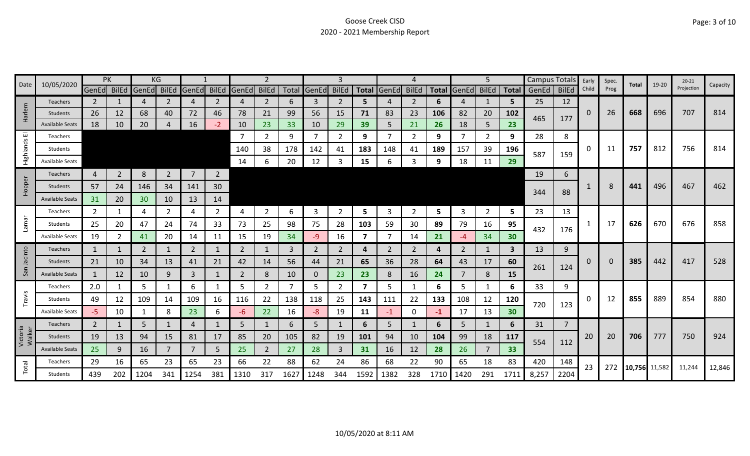# Goose Creek CISD
## 2020 - 2021 Membership Report

| Date | 10/05/2020 | PK | | KG | | 1 | | 2 | | | 3 | | | 4 | | | 5 | | | Campus Totals | | Early Child | Spec. Prog | Total | 19-20 | 20-21 Projection | Capacity |
|---|---|---|---|---|---|---|---|---|---|---|---|---|---|---|---|---|---|---|---|---|---|---|---|---|---|---|---|
| | | GenEd | BilEd | GenEd | BilEd | GenEd | BilEd | GenEd | BilEd | Total | GenEd | BilEd | Total | GenEd | BilEd | Total | GenEd | BilEd | Total | GenEd | BilEd | | | | | | |
| Harlem | Teachers | 2 | 1 | 4 | 2 | 4 | 2 | 4 | 2 | 6 | 3 | 2 | 5 | 4 | 2 | 6 | 4 | 1 | 5 | 25 | 12 | 0 | 26 | 668 | 696 | 707 | 814 |
| | Students | 26 | 12 | 68 | 40 | 72 | 46 | 78 | 21 | 99 | 56 | 15 | 71 | 83 | 23 | 106 | 82 | 20 | 102 | 465 | 177 | | | | | | |
| | Available Seats | 18 | 10 | 20 | 4 | 16 | -2 | 10 | 23 | 33 | 10 | 29 | 39 | 5 | 21 | 26 | 18 | 5 | 23 | | | | | | | | |
| Highlands El | Teachers | | | | | | | 7 | 2 | 9 | 7 | 2 | 9 | 7 | 2 | 9 | 7 | 2 | 9 | 28 | 8 | 0 | 11 | 757 | 812 | 756 | 814 |
| | Students | | | | | | | 140 | 38 | 178 | 142 | 41 | 183 | 148 | 41 | 189 | 157 | 39 | 196 | 587 | 159 | | | | | | |
| | Available Seats | | | | | | | 14 | 6 | 20 | 12 | 3 | 15 | 6 | 3 | 9 | 18 | 11 | 29 | | | | | | | | |
| Hopper | Teachers | 4 | 2 | 8 | 2 | 7 | 2 | | | | | | | | | | | | | 19 | 6 | 1 | 8 | 441 | 496 | 467 | 462 |
| | Students | 57 | 24 | 146 | 34 | 141 | 30 | | | | | | | | | | | | | 344 | 88 | | | | | | |
| | Available Seats | 31 | 20 | 30 | 10 | 13 | 14 | | | | | | | | | | | | | | | | | | | | |
| Lamar | Teachers | 2 | 1 | 4 | 2 | 4 | 2 | 4 | 2 | 6 | 3 | 2 | 5 | 3 | 2 | 5 | 3 | 2 | 5 | 23 | 13 | 1 | 17 | 626 | 670 | 676 | 858 |
| | Students | 25 | 20 | 47 | 24 | 74 | 33 | 73 | 25 | 98 | 75 | 28 | 103 | 59 | 30 | 89 | 79 | 16 | 95 | 432 | 176 | | | | | | |
| | Available Seats | 19 | 2 | 41 | 20 | 14 | 11 | 15 | 19 | 34 | -9 | 16 | 7 | 7 | 14 | 21 | -4 | 34 | 30 | | | | | | | | |
| San Jacinto | Teachers | 1 | 1 | 2 | 1 | 2 | 1 | 2 | 1 | 3 | 2 | 2 | 4 | 2 | 2 | 4 | 2 | 1 | 3 | 13 | 9 | 0 | 0 | 385 | 442 | 417 | 528 |
| | Students | 21 | 10 | 34 | 13 | 41 | 21 | 42 | 14 | 56 | 44 | 21 | 65 | 36 | 28 | 64 | 43 | 17 | 60 | 261 | 124 | | | | | | |
| | Available Seats | 1 | 12 | 10 | 9 | 3 | 1 | 2 | 8 | 10 | 0 | 23 | 23 | 8 | 16 | 24 | 7 | 8 | 15 | | | | | | | | |
| Travis | Teachers | 2.0 | 1 | 5 | 1 | 6 | 1 | 5 | 2 | 7 | 5 | 2 | 7 | 5 | 1 | 6 | 5 | 1 | 6 | 33 | 9 | 0 | 12 | 855 | 889 | 854 | 880 |
| | Students | 49 | 12 | 109 | 14 | 109 | 16 | 116 | 22 | 138 | 118 | 25 | 143 | 111 | 22 | 133 | 108 | 12 | 120 | 720 | 123 | | | | | | |
| | Available Seats | -5 | 10 | 1 | 8 | 23 | 6 | -6 | 22 | 16 | -8 | 19 | 11 | -1 | 0 | -1 | 17 | 13 | 30 | | | | | | | | |
| Victoria Walker | Teachers | 2 | 1 | 5 | 1 | 4 | 1 | 5 | 1 | 6 | 5 | 1 | 6 | 5 | 1 | 6 | 5 | 1 | 6 | 31 | 7 | 20 | 20 | 706 | 777 | 750 | 924 |
| | Students | 19 | 13 | 94 | 15 | 81 | 17 | 85 | 20 | 105 | 82 | 19 | 101 | 94 | 10 | 104 | 99 | 18 | 117 | 554 | 112 | | | | | | |
| | Available Seats | 25 | 9 | 16 | 7 | 7 | 5 | 25 | 2 | 27 | 28 | 3 | 31 | 16 | 12 | 28 | 26 | 7 | 33 | | | | | | | | |
| Total | Teachers | 29 | 16 | 65 | 23 | 65 | 23 | 66 | 22 | 88 | 62 | 24 | 86 | 68 | 22 | 90 | 65 | 18 | 83 | 420 | 148 | 23 | 272 | 10,756 | 11,582 | 11,244 | 12,846 |
| | Students | 439 | 202 | 1204 | 341 | 1254 | 381 | 1310 | 317 | 1627 | 1248 | 344 | 1592 | 1382 | 328 | 1710 | 1420 | 291 | 1711 | 8,257 | 2204 | | | | | | |

10/05/2020 at 8:11 AM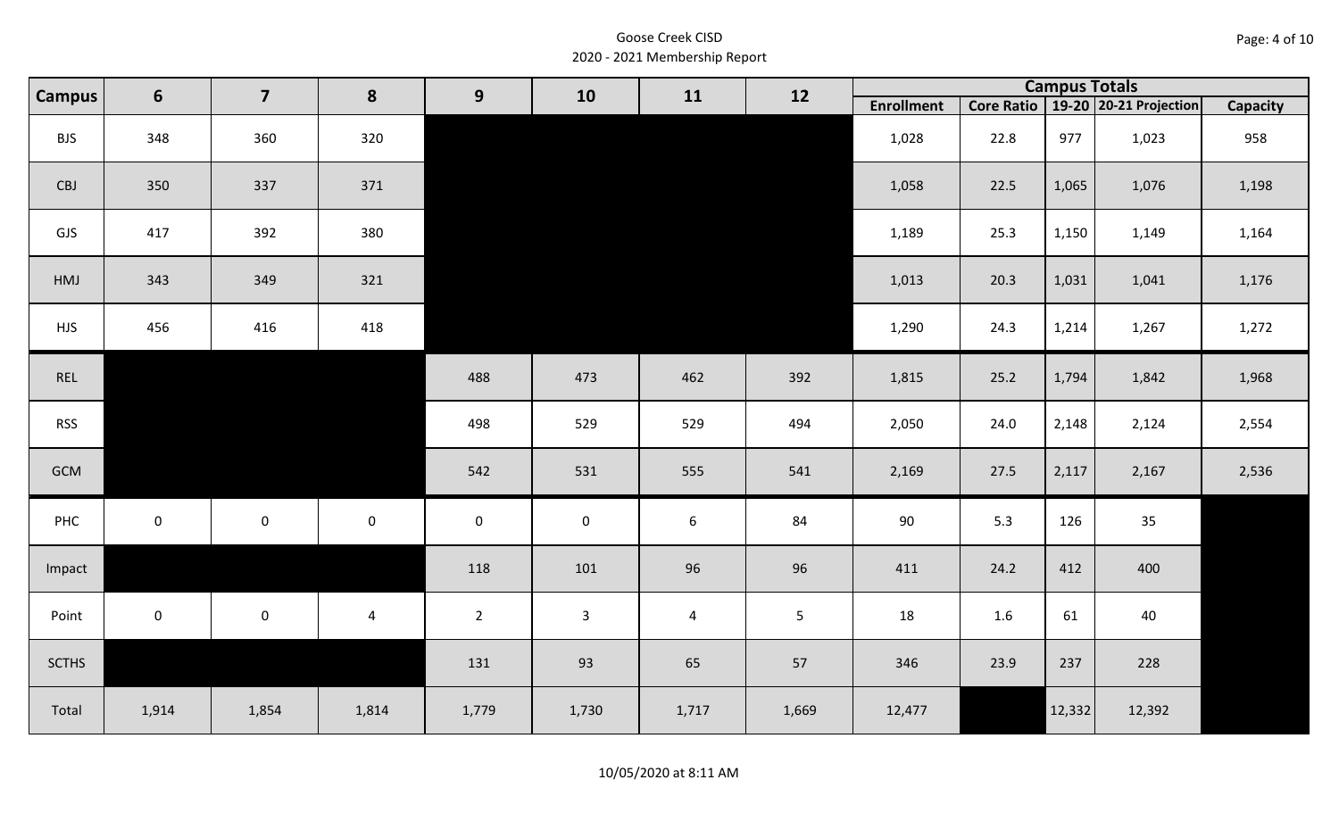Goose Creek CISD
2020 - 2021 Membership Report

| Campus | 6 | 7 | 8 | 9 | 10 | 11 | 12 | Campus Totals | | | | |
|---|---|---|---|---|---|---|---|---|---|---|---|---|
| | | | | | | | | Enrollment | Core Ratio | 19-20 | 20-21 Projection | Capacity |
| BJS | 348 | 360 | 320 | | | | | 1,028 | 22.8 | 977 | 1,023 | 958 |
| CBJ | 350 | 337 | 371 | | | | | 1,058 | 22.5 | 1,065 | 1,076 | 1,198 |
| GJS | 417 | 392 | 380 | | | | | 1,189 | 25.3 | 1,150 | 1,149 | 1,164 |
| HMJ | 343 | 349 | 321 | | | | | 1,013 | 20.3 | 1,031 | 1,041 | 1,176 |
| HJS | 456 | 416 | 418 | | | | | 1,290 | 24.3 | 1,214 | 1,267 | 1,272 |
| REL | | | | 488 | 473 | 462 | 392 | 1,815 | 25.2 | 1,794 | 1,842 | 1,968 |
| RSS | | | | 498 | 529 | 529 | 494 | 2,050 | 24.0 | 2,148 | 2,124 | 2,554 |
| GCM | | | | 542 | 531 | 555 | 541 | 2,169 | 27.5 | 2,117 | 2,167 | 2,536 |
| PHC | 0 | 0 | 0 | 0 | 0 | 6 | 84 | 90 | 5.3 | 126 | 35 | |
| Impact | | | | 118 | 101 | 96 | 96 | 411 | 24.2 | 412 | 400 | |
| Point | 0 | 0 | 4 | 2 | 3 | 4 | 5 | 18 | 1.6 | 61 | 40 | |
| SCTHS | | | | 131 | 93 | 65 | 57 | 346 | 23.9 | 237 | 228 | |
| Total | 1,914 | 1,854 | 1,814 | 1,779 | 1,730 | 1,717 | 1,669 | 12,477 | | 12,332 | 12,392 | |

10/05/2020 at 8:11 AM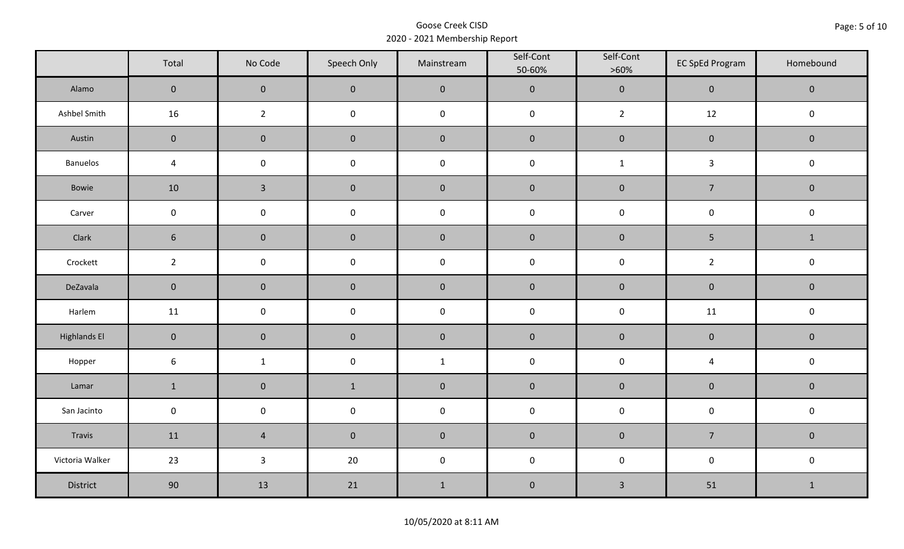Goose Creek CISD
2020 - 2021 Membership Report

| | Total | No Code | Speech Only | Mainstream | Self-Cont 50-60% | Self-Cont >60% | EC SpEd Program | Homebound |
|---|---|---|---|---|---|---|---|---|
| Alamo | 0 | 0 | 0 | 0 | 0 | 0 | 0 | 0 |
| Ashbel Smith | 16 | 2 | 0 | 0 | 0 | 2 | 12 | 0 |
| Austin | 0 | 0 | 0 | 0 | 0 | 0 | 0 | 0 |
| Banuelos | 4 | 0 | 0 | 0 | 0 | 1 | 3 | 0 |
| Bowie | 10 | 3 | 0 | 0 | 0 | 0 | 7 | 0 |
| Carver | 0 | 0 | 0 | 0 | 0 | 0 | 0 | 0 |
| Clark | 6 | 0 | 0 | 0 | 0 | 0 | 5 | 1 |
| Crockett | 2 | 0 | 0 | 0 | 0 | 0 | 2 | 0 |
| DeZavala | 0 | 0 | 0 | 0 | 0 | 0 | 0 | 0 |
| Harlem | 11 | 0 | 0 | 0 | 0 | 0 | 11 | 0 |
| Highlands El | 0 | 0 | 0 | 0 | 0 | 0 | 0 | 0 |
| Hopper | 6 | 1 | 0 | 1 | 0 | 0 | 4 | 0 |
| Lamar | 1 | 0 | 1 | 0 | 0 | 0 | 0 | 0 |
| San Jacinto | 0 | 0 | 0 | 0 | 0 | 0 | 0 | 0 |
| Travis | 11 | 4 | 0 | 0 | 0 | 0 | 7 | 0 |
| Victoria Walker | 23 | 3 | 20 | 0 | 0 | 0 | 0 | 0 |
| District | 90 | 13 | 21 | 1 | 0 | 3 | 51 | 1 |

10/05/2020 at 8:11 AM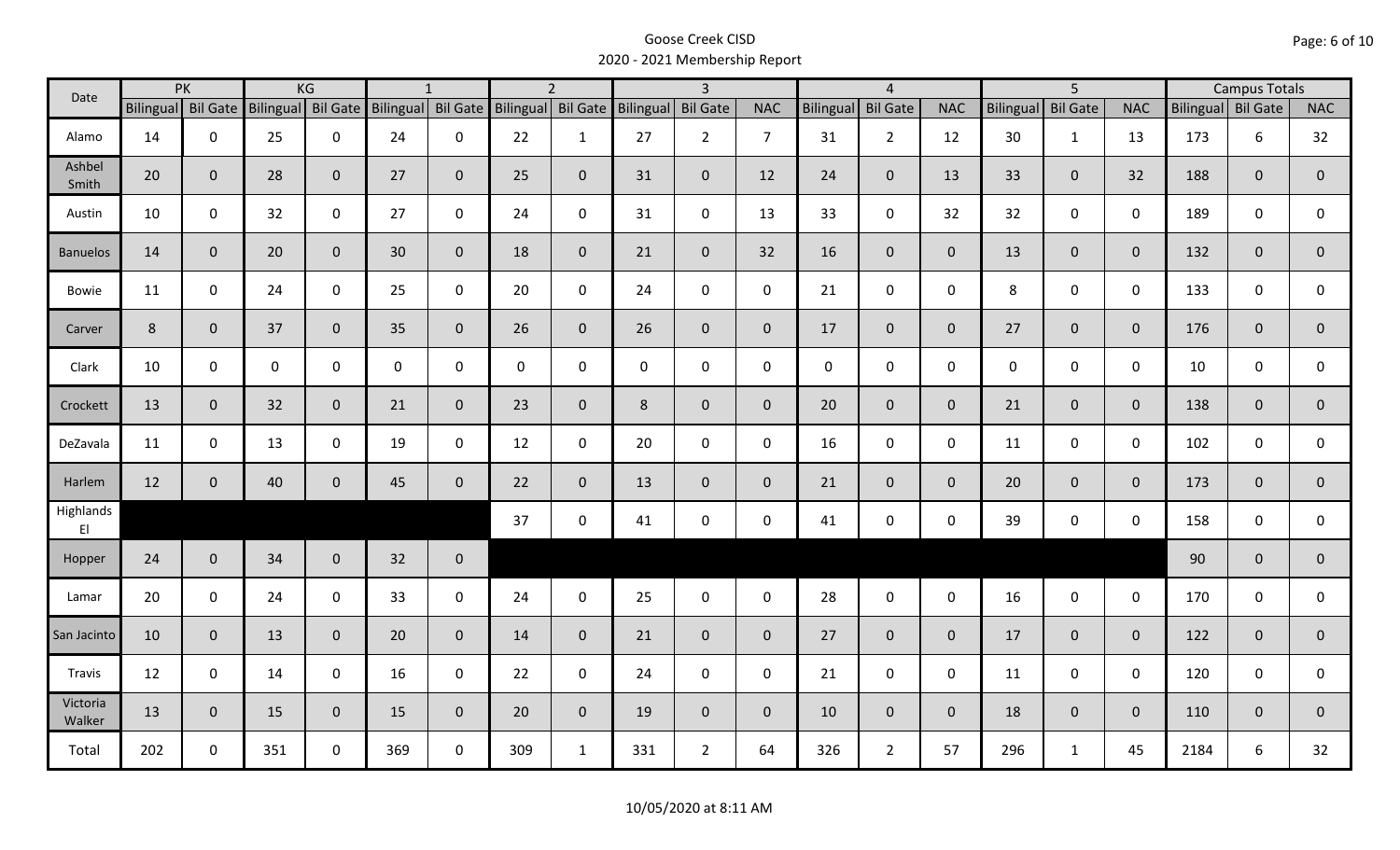# Goose Creek CISD
## 2020 - 2021 Membership Report

| Date | PK | | KG | | 1 | | 2 | | 3 | | | 4 | | | 5 | | | Campus Totals | | |
|---|---|---|---|---|---|---|---|---|---|---|---|---|---|---|---|---|---|---|---|---|
| | Bilingual | Bil Gate | Bilingual | Bil Gate | Bilingual | Bil Gate | Bilingual | Bil Gate | Bilingual | Bil Gate | NAC | Bilingual | Bil Gate | NAC | Bilingual | Bil Gate | NAC | Bilingual | Bil Gate | NAC |
| Alamo | 14 | 0 | 25 | 0 | 24 | 0 | 22 | 1 | 27 | 2 | 7 | 31 | 2 | 12 | 30 | 1 | 13 | 173 | 6 | 32 |
| Ashbel Smith | 20 | 0 | 28 | 0 | 27 | 0 | 25 | 0 | 31 | 0 | 12 | 24 | 0 | 13 | 33 | 0 | 32 | 188 | 0 | 0 |
| Austin | 10 | 0 | 32 | 0 | 27 | 0 | 24 | 0 | 31 | 0 | 13 | 33 | 0 | 32 | 32 | 0 | 0 | 189 | 0 | 0 |
| Banuelos | 14 | 0 | 20 | 0 | 30 | 0 | 18 | 0 | 21 | 0 | 32 | 16 | 0 | 0 | 13 | 0 | 0 | 132 | 0 | 0 |
| Bowie | 11 | 0 | 24 | 0 | 25 | 0 | 20 | 0 | 24 | 0 | 0 | 21 | 0 | 0 | 8 | 0 | 0 | 133 | 0 | 0 |
| Carver | 8 | 0 | 37 | 0 | 35 | 0 | 26 | 0 | 26 | 0 | 0 | 17 | 0 | 0 | 27 | 0 | 0 | 176 | 0 | 0 |
| Clark | 10 | 0 | 0 | 0 | 0 | 0 | 0 | 0 | 0 | 0 | 0 | 0 | 0 | 0 | 0 | 0 | 0 | 10 | 0 | 0 |
| Crockett | 13 | 0 | 32 | 0 | 21 | 0 | 23 | 0 | 8 | 0 | 0 | 20 | 0 | 0 | 21 | 0 | 0 | 138 | 0 | 0 |
| DeZavala | 11 | 0 | 13 | 0 | 19 | 0 | 12 | 0 | 20 | 0 | 0 | 16 | 0 | 0 | 11 | 0 | 0 | 102 | 0 | 0 |
| Harlem | 12 | 0 | 40 | 0 | 45 | 0 | 22 | 0 | 13 | 0 | 0 | 21 | 0 | 0 | 20 | 0 | 0 | 173 | 0 | 0 |
| Highlands El | | | | | | | 37 | 0 | 41 | 0 | 0 | 41 | 0 | 0 | 39 | 0 | 0 | 158 | 0 | 0 |
| Hopper | 24 | 0 | 34 | 0 | 32 | 0 | | | | | | | | | | | | 90 | 0 | 0 |
| Lamar | 20 | 0 | 24 | 0 | 33 | 0 | 24 | 0 | 25 | 0 | 0 | 28 | 0 | 0 | 16 | 0 | 0 | 170 | 0 | 0 |
| San Jacinto | 10 | 0 | 13 | 0 | 20 | 0 | 14 | 0 | 21 | 0 | 0 | 27 | 0 | 0 | 17 | 0 | 0 | 122 | 0 | 0 |
| Travis | 12 | 0 | 14 | 0 | 16 | 0 | 22 | 0 | 24 | 0 | 0 | 21 | 0 | 0 | 11 | 0 | 0 | 120 | 0 | 0 |
| Victoria Walker | 13 | 0 | 15 | 0 | 15 | 0 | 20 | 0 | 19 | 0 | 0 | 10 | 0 | 0 | 18 | 0 | 0 | 110 | 0 | 0 |
| Total | 202 | 0 | 351 | 0 | 369 | 0 | 309 | 1 | 331 | 2 | 64 | 326 | 2 | 57 | 296 | 1 | 45 | 2184 | 6 | 32 |

10/05/2020 at 8:11 AM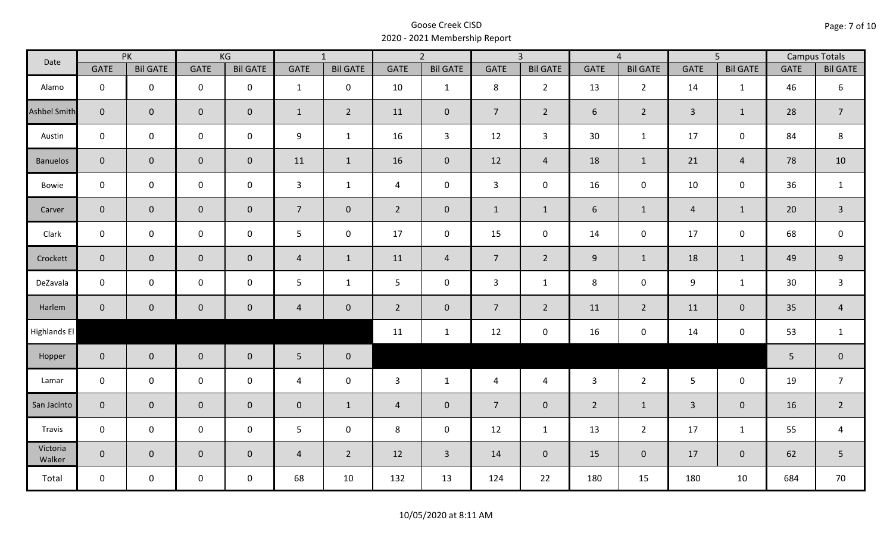# Goose Creek CISD
## 2020 - 2021 Membership Report

| Date | PK | | KG | | 1 | | 2 | | 3 | | 4 | | 5 | | Campus Totals | |
|---|---|---|---|---|---|---|---|---|---|---|---|---|---|---|---|---|
| | GATE | Bil GATE | GATE | Bil GATE | GATE | Bil GATE | GATE | Bil GATE | GATE | Bil GATE | GATE | Bil GATE | GATE | Bil GATE | GATE | Bil GATE |
| Alamo | 0 | 0 | 0 | 0 | 1 | 0 | 10 | 1 | 8 | 2 | 13 | 2 | 14 | 1 | 46 | 6 |
| Ashbel Smith | 0 | 0 | 0 | 0 | 1 | 2 | 11 | 0 | 7 | 2 | 6 | 2 | 3 | 1 | 28 | 7 |
| Austin | 0 | 0 | 0 | 0 | 9 | 1 | 16 | 3 | 12 | 3 | 30 | 1 | 17 | 0 | 84 | 8 |
| Banuelos | 0 | 0 | 0 | 0 | 11 | 1 | 16 | 0 | 12 | 4 | 18 | 1 | 21 | 4 | 78 | 10 |
| Bowie | 0 | 0 | 0 | 0 | 3 | 1 | 4 | 0 | 3 | 0 | 16 | 0 | 10 | 0 | 36 | 1 |
| Carver | 0 | 0 | 0 | 0 | 7 | 0 | 2 | 0 | 1 | 1 | 6 | 1 | 4 | 1 | 20 | 3 |
| Clark | 0 | 0 | 0 | 0 | 5 | 0 | 17 | 0 | 15 | 0 | 14 | 0 | 17 | 0 | 68 | 0 |
| Crockett | 0 | 0 | 0 | 0 | 4 | 1 | 11 | 4 | 7 | 2 | 9 | 1 | 18 | 1 | 49 | 9 |
| DeZavala | 0 | 0 | 0 | 0 | 5 | 1 | 5 | 0 | 3 | 1 | 8 | 0 | 9 | 1 | 30 | 3 |
| Harlem | 0 | 0 | 0 | 0 | 4 | 0 | 2 | 0 | 7 | 2 | 11 | 2 | 11 | 0 | 35 | 4 |
| Highlands El | | | | | | | 11 | 1 | 12 | 0 | 16 | 0 | 14 | 0 | 53 | 1 |
| Hopper | 0 | 0 | 0 | 0 | 5 | 0 | | | | | | | | | 5 | 0 |
| Lamar | 0 | 0 | 0 | 0 | 4 | 0 | 3 | 1 | 4 | 4 | 3 | 2 | 5 | 0 | 19 | 7 |
| San Jacinto | 0 | 0 | 0 | 0 | 0 | 1 | 4 | 0 | 7 | 0 | 2 | 1 | 3 | 0 | 16 | 2 |
| Travis | 0 | 0 | 0 | 0 | 5 | 0 | 8 | 0 | 12 | 1 | 13 | 2 | 17 | 1 | 55 | 4 |
| Victoria Walker | 0 | 0 | 0 | 0 | 4 | 2 | 12 | 3 | 14 | 0 | 15 | 0 | 17 | 0 | 62 | 5 |
| Total | 0 | 0 | 0 | 0 | 68 | 10 | 132 | 13 | 124 | 22 | 180 | 15 | 180 | 10 | 684 | 70 |

10/05/2020 at 8:11 AM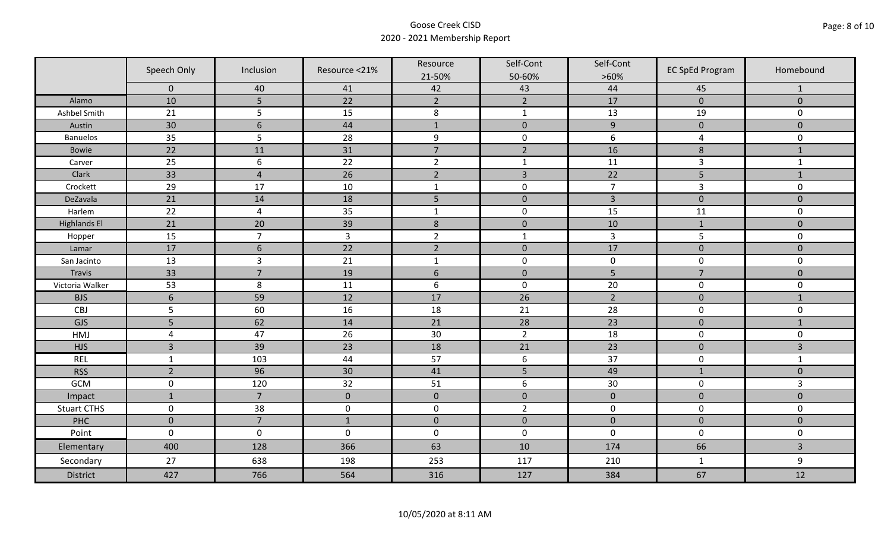Goose Creek CISD

2020 - 2021 Membership Report

| | Speech Only | Inclusion | Resource <21% | Resource 21-50% | Self-Cont 50-60% | Self-Cont >60% | EC SpEd Program | Homebound |
|---|---|---|---|---|---|---|---|---|
| | 0 | 40 | 41 | 42 | 43 | 44 | 45 | 1 |
| Alamo | 10 | 5 | 22 | 2 | 2 | 17 | 0 | 0 |
| Ashbel Smith | 21 | 5 | 15 | 8 | 1 | 13 | 19 | 0 |
| Austin | 30 | 6 | 44 | 1 | 0 | 9 | 0 | 0 |
| Banuelos | 35 | 5 | 28 | 9 | 0 | 6 | 4 | 0 |
| Bowie | 22 | 11 | 31 | 7 | 2 | 16 | 8 | 1 |
| Carver | 25 | 6 | 22 | 2 | 1 | 11 | 3 | 1 |
| Clark | 33 | 4 | 26 | 2 | 3 | 22 | 5 | 1 |
| Crockett | 29 | 17 | 10 | 1 | 0 | 7 | 3 | 0 |
| DeZavala | 21 | 14 | 18 | 5 | 0 | 3 | 0 | 0 |
| Harlem | 22 | 4 | 35 | 1 | 0 | 15 | 11 | 0 |
| Highlands El | 21 | 20 | 39 | 8 | 0 | 10 | 1 | 0 |
| Hopper | 15 | 7 | 3 | 2 | 1 | 3 | 5 | 0 |
| Lamar | 17 | 6 | 22 | 2 | 0 | 17 | 0 | 0 |
| San Jacinto | 13 | 3 | 21 | 1 | 0 | 0 | 0 | 0 |
| Travis | 33 | 7 | 19 | 6 | 0 | 5 | 7 | 0 |
| Victoria Walker | 53 | 8 | 11 | 6 | 0 | 20 | 0 | 0 |
| BJS | 6 | 59 | 12 | 17 | 26 | 2 | 0 | 1 |
| CBJ | 5 | 60 | 16 | 18 | 21 | 28 | 0 | 0 |
| GJS | 5 | 62 | 14 | 21 | 28 | 23 | 0 | 1 |
| HMJ | 4 | 47 | 26 | 30 | 2 | 18 | 0 | 0 |
| HJS | 3 | 39 | 23 | 18 | 21 | 23 | 0 | 3 |
| REL | 1 | 103 | 44 | 57 | 6 | 37 | 0 | 1 |
| RSS | 2 | 96 | 30 | 41 | 5 | 49 | 1 | 0 |
| GCM | 0 | 120 | 32 | 51 | 6 | 30 | 0 | 3 |
| Impact | 1 | 7 | 0 | 0 | 0 | 0 | 0 | 0 |
| Stuart CTHS | 0 | 38 | 0 | 0 | 2 | 0 | 0 | 0 |
| PHC | 0 | 7 | 1 | 0 | 0 | 0 | 0 | 0 |
| Point | 0 | 0 | 0 | 0 | 0 | 0 | 0 | 0 |
| Elementary | 400 | 128 | 366 | 63 | 10 | 174 | 66 | 3 |
| Secondary | 27 | 638 | 198 | 253 | 117 | 210 | 1 | 9 |
| District | 427 | 766 | 564 | 316 | 127 | 384 | 67 | 12 |

10/05/2020 at 8:11 AM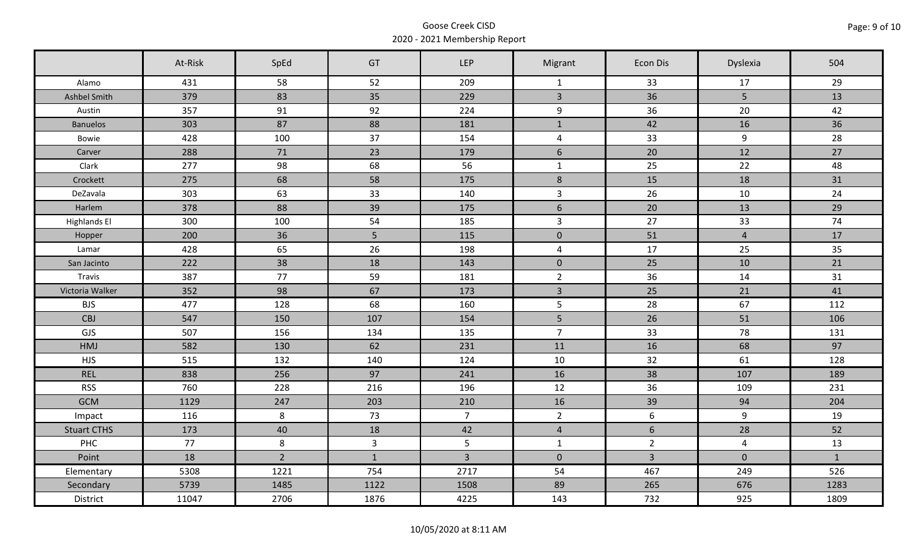Goose Creek CISD
2020 - 2021 Membership Report

| | At-Risk | SpEd | GT | LEP | Migrant | Econ Dis | Dyslexia | 504 |
|---|---|---|---|---|---|---|---|---|
| Alamo | 431 | 58 | 52 | 209 | 1 | 33 | 17 | 29 |
| Ashbel Smith | 379 | 83 | 35 | 229 | 3 | 36 | 5 | 13 |
| Austin | 357 | 91 | 92 | 224 | 9 | 36 | 20 | 42 |
| Banuelos | 303 | 87 | 88 | 181 | 1 | 42 | 16 | 36 |
| Bowie | 428 | 100 | 37 | 154 | 4 | 33 | 9 | 28 |
| Carver | 288 | 71 | 23 | 179 | 6 | 20 | 12 | 27 |
| Clark | 277 | 98 | 68 | 56 | 1 | 25 | 22 | 48 |
| Crockett | 275 | 68 | 58 | 175 | 8 | 15 | 18 | 31 |
| DeZavala | 303 | 63 | 33 | 140 | 3 | 26 | 10 | 24 |
| Harlem | 378 | 88 | 39 | 175 | 6 | 20 | 13 | 29 |
| Highlands El | 300 | 100 | 54 | 185 | 3 | 27 | 33 | 74 |
| Hopper | 200 | 36 | 5 | 115 | 0 | 51 | 4 | 17 |
| Lamar | 428 | 65 | 26 | 198 | 4 | 17 | 25 | 35 |
| San Jacinto | 222 | 38 | 18 | 143 | 0 | 25 | 10 | 21 |
| Travis | 387 | 77 | 59 | 181 | 2 | 36 | 14 | 31 |
| Victoria Walker | 352 | 98 | 67 | 173 | 3 | 25 | 21 | 41 |
| BJS | 477 | 128 | 68 | 160 | 5 | 28 | 67 | 112 |
| CBJ | 547 | 150 | 107 | 154 | 5 | 26 | 51 | 106 |
| GJS | 507 | 156 | 134 | 135 | 7 | 33 | 78 | 131 |
| HMJ | 582 | 130 | 62 | 231 | 11 | 16 | 68 | 97 |
| HJS | 515 | 132 | 140 | 124 | 10 | 32 | 61 | 128 |
| REL | 838 | 256 | 97 | 241 | 16 | 38 | 107 | 189 |
| RSS | 760 | 228 | 216 | 196 | 12 | 36 | 109 | 231 |
| GCM | 1129 | 247 | 203 | 210 | 16 | 39 | 94 | 204 |
| Impact | 116 | 8 | 73 | 7 | 2 | 6 | 9 | 19 |
| Stuart CTHS | 173 | 40 | 18 | 42 | 4 | 6 | 28 | 52 |
| PHC | 77 | 8 | 3 | 5 | 1 | 2 | 4 | 13 |
| Point | 18 | 2 | 1 | 3 | 0 | 3 | 0 | 1 |
| Elementary | 5308 | 1221 | 754 | 2717 | 54 | 467 | 249 | 526 |
| Secondary | 5739 | 1485 | 1122 | 1508 | 89 | 265 | 676 | 1283 |
| District | 11047 | 2706 | 1876 | 4225 | 143 | 732 | 925 | 1809 |

10/05/2020 at 8:11 AM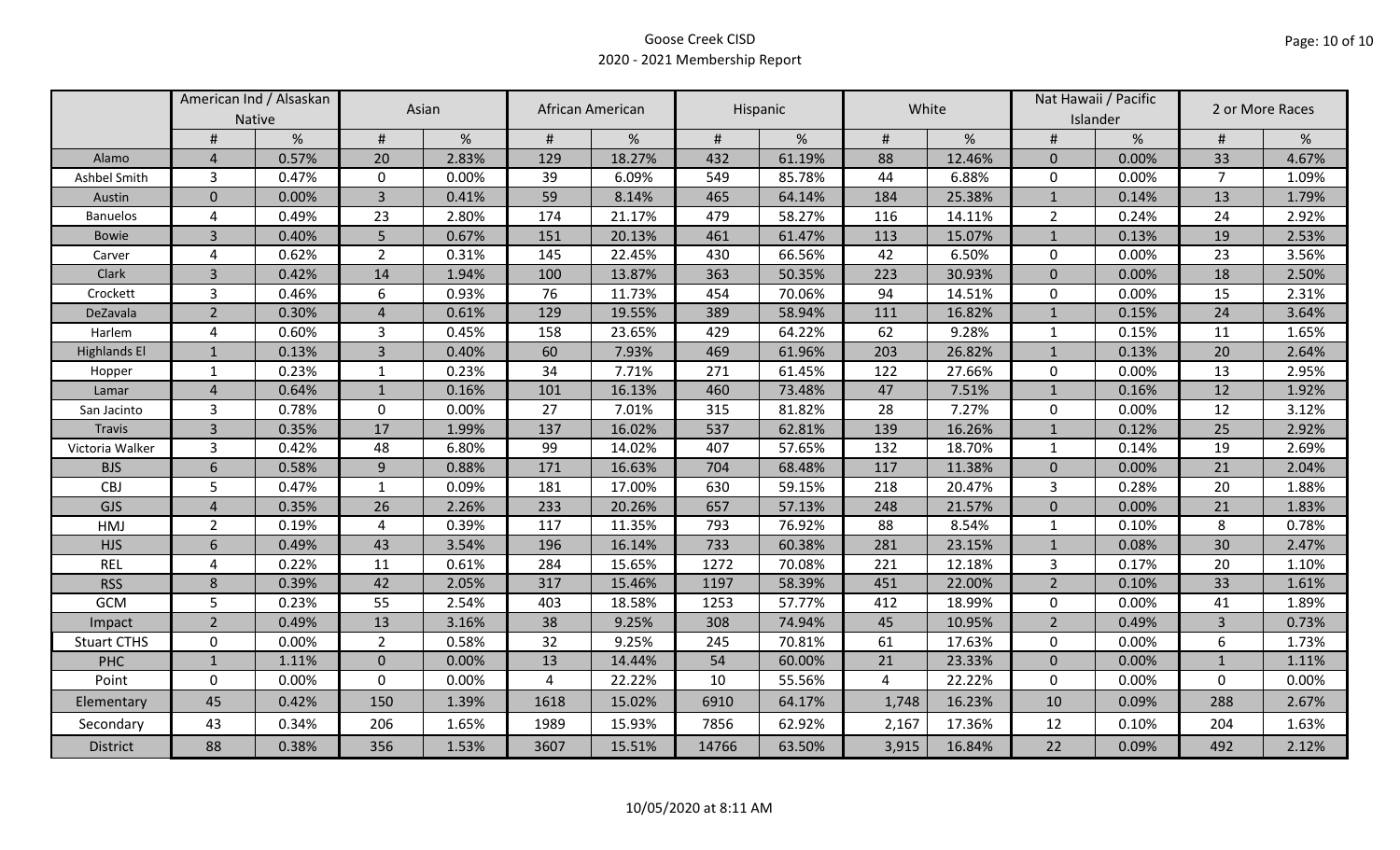Goose Creek CISD

2020 - 2021 Membership Report

| | American Ind / Alsaskan Native | | Asian | | African American | | Hispanic | | White | | Nat Hawaii / Pacific Islander | | 2 or More Races | |
|---|---|---|---|---|---|---|---|---|---|---|---|---|---|---|
| | # | % | # | % | # | % | # | % | # | % | # | % | # | % |
| Alamo | 4 | 0.57% | 20 | 2.83% | 129 | 18.27% | 432 | 61.19% | 88 | 12.46% | 0 | 0.00% | 33 | 4.67% |
| Ashbel Smith | 3 | 0.47% | 0 | 0.00% | 39 | 6.09% | 549 | 85.78% | 44 | 6.88% | 0 | 0.00% | 7 | 1.09% |
| Austin | 0 | 0.00% | 3 | 0.41% | 59 | 8.14% | 465 | 64.14% | 184 | 25.38% | 1 | 0.14% | 13 | 1.79% |
| Banuelos | 4 | 0.49% | 23 | 2.80% | 174 | 21.17% | 479 | 58.27% | 116 | 14.11% | 2 | 0.24% | 24 | 2.92% |
| Bowie | 3 | 0.40% | 5 | 0.67% | 151 | 20.13% | 461 | 61.47% | 113 | 15.07% | 1 | 0.13% | 19 | 2.53% |
| Carver | 4 | 0.62% | 2 | 0.31% | 145 | 22.45% | 430 | 66.56% | 42 | 6.50% | 0 | 0.00% | 23 | 3.56% |
| Clark | 3 | 0.42% | 14 | 1.94% | 100 | 13.87% | 363 | 50.35% | 223 | 30.93% | 0 | 0.00% | 18 | 2.50% |
| Crockett | 3 | 0.46% | 6 | 0.93% | 76 | 11.73% | 454 | 70.06% | 94 | 14.51% | 0 | 0.00% | 15 | 2.31% |
| DeZavala | 2 | 0.30% | 4 | 0.61% | 129 | 19.55% | 389 | 58.94% | 111 | 16.82% | 1 | 0.15% | 24 | 3.64% |
| Harlem | 4 | 0.60% | 3 | 0.45% | 158 | 23.65% | 429 | 64.22% | 62 | 9.28% | 1 | 0.15% | 11 | 1.65% |
| Highlands El | 1 | 0.13% | 3 | 0.40% | 60 | 7.93% | 469 | 61.96% | 203 | 26.82% | 1 | 0.13% | 20 | 2.64% |
| Hopper | 1 | 0.23% | 1 | 0.23% | 34 | 7.71% | 271 | 61.45% | 122 | 27.66% | 0 | 0.00% | 13 | 2.95% |
| Lamar | 4 | 0.64% | 1 | 0.16% | 101 | 16.13% | 460 | 73.48% | 47 | 7.51% | 1 | 0.16% | 12 | 1.92% |
| San Jacinto | 3 | 0.78% | 0 | 0.00% | 27 | 7.01% | 315 | 81.82% | 28 | 7.27% | 0 | 0.00% | 12 | 3.12% |
| Travis | 3 | 0.35% | 17 | 1.99% | 137 | 16.02% | 537 | 62.81% | 139 | 16.26% | 1 | 0.12% | 25 | 2.92% |
| Victoria Walker | 3 | 0.42% | 48 | 6.80% | 99 | 14.02% | 407 | 57.65% | 132 | 18.70% | 1 | 0.14% | 19 | 2.69% |
| BJS | 6 | 0.58% | 9 | 0.88% | 171 | 16.63% | 704 | 68.48% | 117 | 11.38% | 0 | 0.00% | 21 | 2.04% |
| CBJ | 5 | 0.47% | 1 | 0.09% | 181 | 17.00% | 630 | 59.15% | 218 | 20.47% | 3 | 0.28% | 20 | 1.88% |
| GJS | 4 | 0.35% | 26 | 2.26% | 233 | 20.26% | 657 | 57.13% | 248 | 21.57% | 0 | 0.00% | 21 | 1.83% |
| HMJ | 2 | 0.19% | 4 | 0.39% | 117 | 11.35% | 793 | 76.92% | 88 | 8.54% | 1 | 0.10% | 8 | 0.78% |
| HJS | 6 | 0.49% | 43 | 3.54% | 196 | 16.14% | 733 | 60.38% | 281 | 23.15% | 1 | 0.08% | 30 | 2.47% |
| REL | 4 | 0.22% | 11 | 0.61% | 284 | 15.65% | 1272 | 70.08% | 221 | 12.18% | 3 | 0.17% | 20 | 1.10% |
| RSS | 8 | 0.39% | 42 | 2.05% | 317 | 15.46% | 1197 | 58.39% | 451 | 22.00% | 2 | 0.10% | 33 | 1.61% |
| GCM | 5 | 0.23% | 55 | 2.54% | 403 | 18.58% | 1253 | 57.77% | 412 | 18.99% | 0 | 0.00% | 41 | 1.89% |
| Impact | 2 | 0.49% | 13 | 3.16% | 38 | 9.25% | 308 | 74.94% | 45 | 10.95% | 2 | 0.49% | 3 | 0.73% |
| Stuart CTHS | 0 | 0.00% | 2 | 0.58% | 32 | 9.25% | 245 | 70.81% | 61 | 17.63% | 0 | 0.00% | 6 | 1.73% |
| PHC | 1 | 1.11% | 0 | 0.00% | 13 | 14.44% | 54 | 60.00% | 21 | 23.33% | 0 | 0.00% | 1 | 1.11% |
| Point | 0 | 0.00% | 0 | 0.00% | 4 | 22.22% | 10 | 55.56% | 4 | 22.22% | 0 | 0.00% | 0 | 0.00% |
| Elementary | 45 | 0.42% | 150 | 1.39% | 1618 | 15.02% | 6910 | 64.17% | 1,748 | 16.23% | 10 | 0.09% | 288 | 2.67% |
| Secondary | 43 | 0.34% | 206 | 1.65% | 1989 | 15.93% | 7856 | 62.92% | 2,167 | 17.36% | 12 | 0.10% | 204 | 1.63% |
| District | 88 | 0.38% | 356 | 1.53% | 3607 | 15.51% | 14766 | 63.50% | 3,915 | 16.84% | 22 | 0.09% | 492 | 2.12% |

10/05/2020 at 8:11 AM